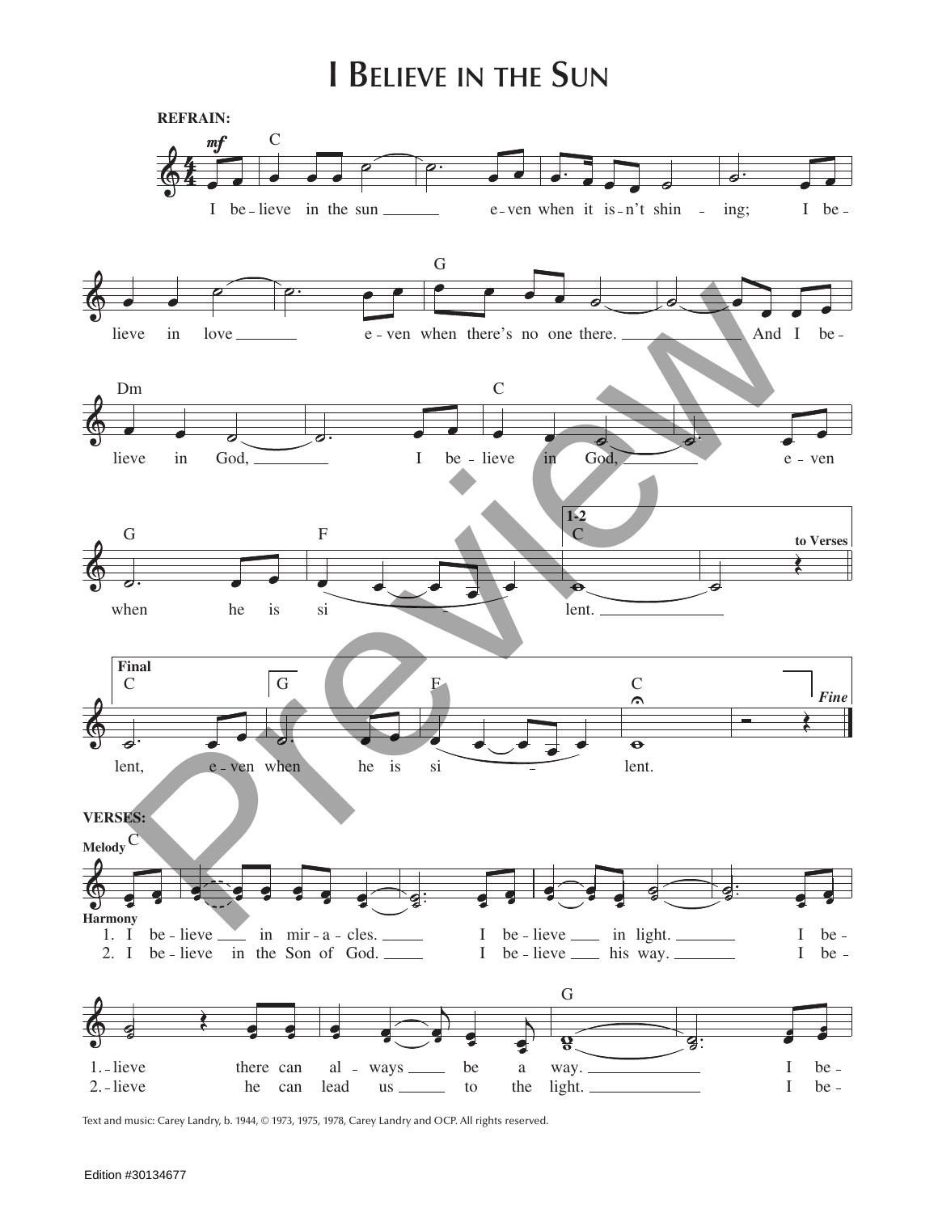# I Believe in the Sun

**REFRAIN:**

I believe in the sun even when it isn't shining; I believe in love even when there's no one there. And I believe in God, I believe in God, even when he is silent.

*1-2:* lent. *to Verses*

*Final:* lent, even when he is silent. *Fine*

**VERSES:**

1. I believe in miracles. I believe in light. I believe there can always be a way. I be-
2. I believe in the Son of God. I believe his way. I believe he can lead us to the light. I be-

Text and music: Carey Landry, b. 1944, © 1973, 1975, 1978, Carey Landry and OCP. All rights reserved.

Edition #30134677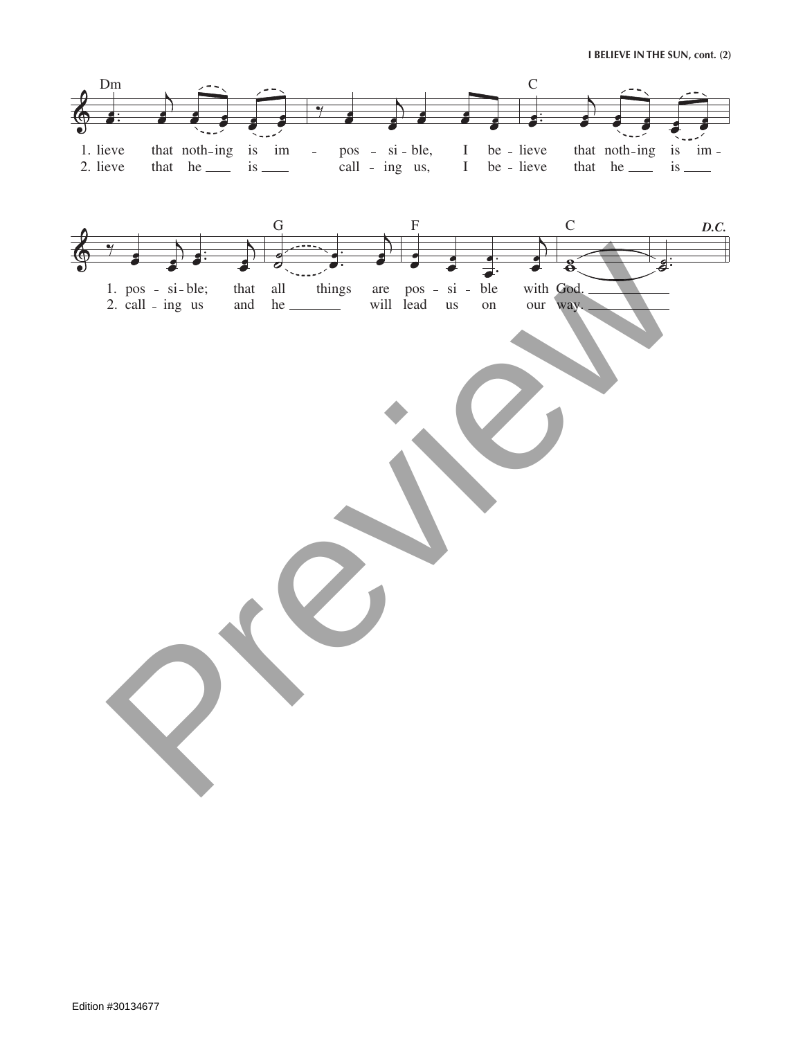Dm C

1. lieve that noth-ing is im - pos - si - ble, I be - lieve that noth-ing is im -
2. lieve that he is call - ing us, I be - lieve that he is

G F C *D.C.*

1. pos - si - ble; that all things are pos - si - ble with God.
2. call - ing us and he will lead us on our way.

Edition #30134677